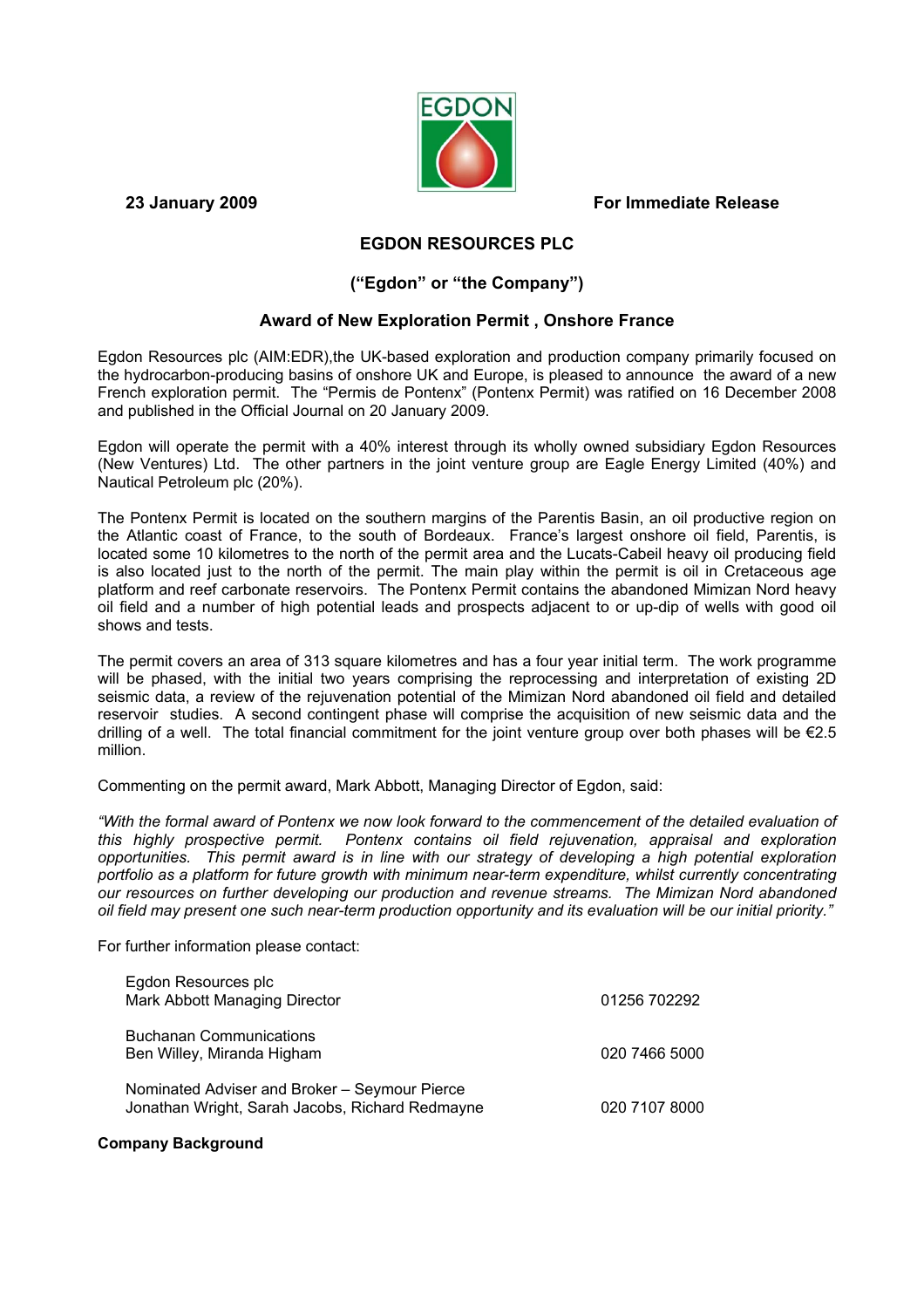**23 January 2009** **For Immediate Release**

# EGDON RESOURCES PLC

## ("Egdon" or "the Company")

## Award of New Exploration Permit , Onshore France

Egdon Resources plc (AIM:EDR),the UK-based exploration and production company primarily focused on the hydrocarbon-producing basins of onshore UK and Europe, is pleased to announce the award of a new French exploration permit. The "Permis de Pontenx" (Pontenx Permit) was ratified on 16 December 2008 and published in the Official Journal on 20 January 2009.

Egdon will operate the permit with a 40% interest through its wholly owned subsidiary Egdon Resources (New Ventures) Ltd. The other partners in the joint venture group are Eagle Energy Limited (40%) and Nautical Petroleum plc (20%).

The Pontenx Permit is located on the southern margins of the Parentis Basin, an oil productive region on the Atlantic coast of France, to the south of Bordeaux. France's largest onshore oil field, Parentis, is located some 10 kilometres to the north of the permit area and the Lucats-Cabeil heavy oil producing field is also located just to the north of the permit. The main play within the permit is oil in Cretaceous age platform and reef carbonate reservoirs. The Pontenx Permit contains the abandoned Mimizan Nord heavy oil field and a number of high potential leads and prospects adjacent to or up-dip of wells with good oil shows and tests.

The permit covers an area of 313 square kilometres and has a four year initial term. The work programme will be phased, with the initial two years comprising the reprocessing and interpretation of existing 2D seismic data, a review of the rejuvenation potential of the Mimizan Nord abandoned oil field and detailed reservoir studies. A second contingent phase will comprise the acquisition of new seismic data and the drilling of a well. The total financial commitment for the joint venture group over both phases will be €2.5 million.

Commenting on the permit award, Mark Abbott, Managing Director of Egdon, said:

*"With the formal award of Pontenx we now look forward to the commencement of the detailed evaluation of this highly prospective permit. Pontenx contains oil field rejuvenation, appraisal and exploration opportunities. This permit award is in line with our strategy of developing a high potential exploration portfolio as a platform for future growth with minimum near-term expenditure, whilst currently concentrating our resources on further developing our production and revenue streams. The Mimizan Nord abandoned oil field may present one such near-term production opportunity and its evaluation will be our initial priority."*

For further information please contact:

| | |
|---|---|
| Egdon Resources plc<br>Mark Abbott Managing Director | 01256 702292 |
| Buchanan Communications<br>Ben Willey, Miranda Higham | 020 7466 5000 |
| Nominated Adviser and Broker – Seymour Pierce<br>Jonathan Wright, Sarah Jacobs, Richard Redmayne | 020 7107 8000 |

**Company Background**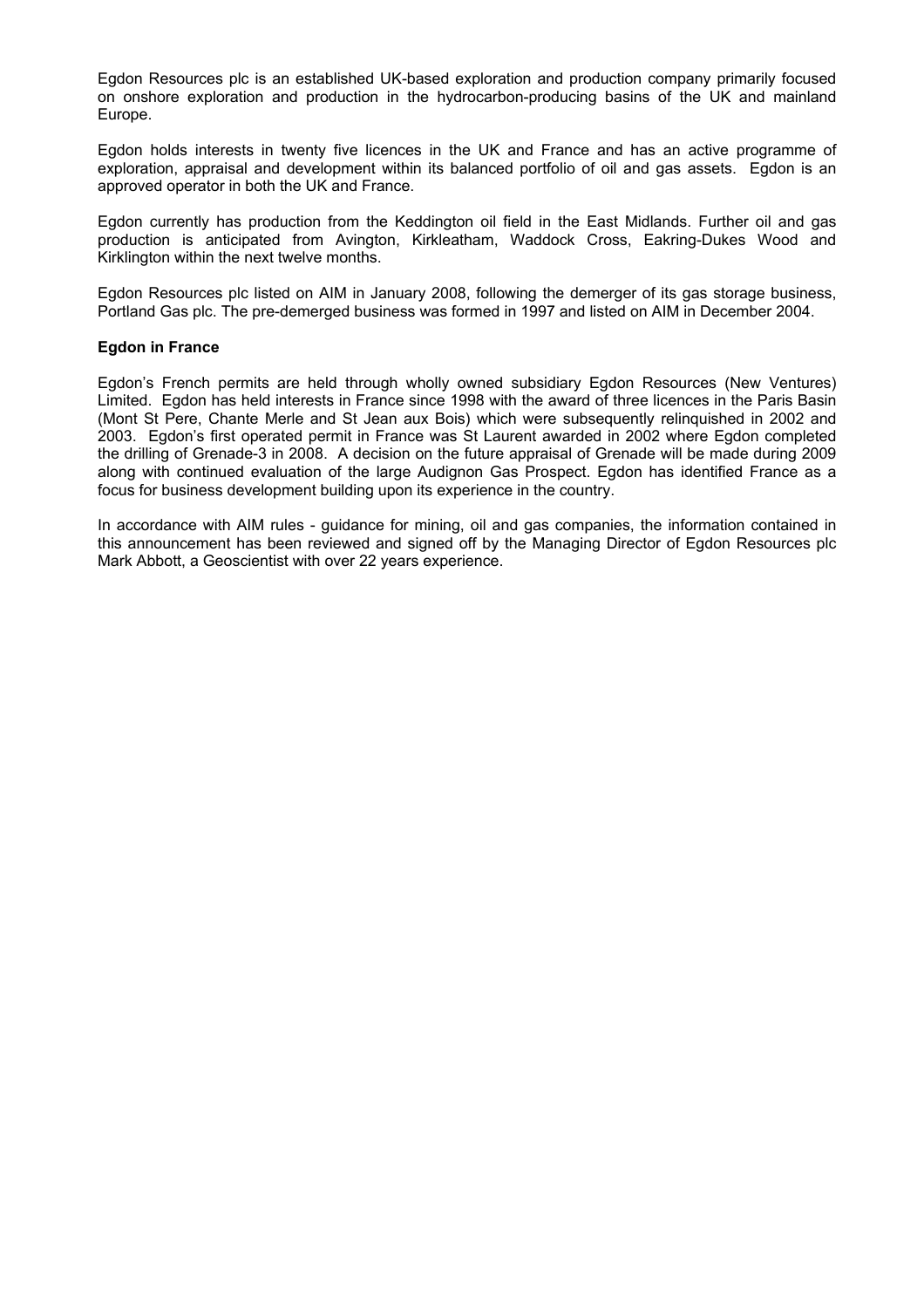Egdon Resources plc is an established UK-based exploration and production company primarily focused on onshore exploration and production in the hydrocarbon-producing basins of the UK and mainland Europe.

Egdon holds interests in twenty five licences in the UK and France and has an active programme of exploration, appraisal and development within its balanced portfolio of oil and gas assets. Egdon is an approved operator in both the UK and France.

Egdon currently has production from the Keddington oil field in the East Midlands. Further oil and gas production is anticipated from Avington, Kirkleatham, Waddock Cross, Eakring-Dukes Wood and Kirklington within the next twelve months.

Egdon Resources plc listed on AIM in January 2008, following the demerger of its gas storage business, Portland Gas plc. The pre-demerged business was formed in 1997 and listed on AIM in December 2004.

**Egdon in France**

Egdon's French permits are held through wholly owned subsidiary Egdon Resources (New Ventures) Limited. Egdon has held interests in France since 1998 with the award of three licences in the Paris Basin (Mont St Pere, Chante Merle and St Jean aux Bois) which were subsequently relinquished in 2002 and 2003. Egdon's first operated permit in France was St Laurent awarded in 2002 where Egdon completed the drilling of Grenade-3 in 2008. A decision on the future appraisal of Grenade will be made during 2009 along with continued evaluation of the large Audignon Gas Prospect. Egdon has identified France as a focus for business development building upon its experience in the country.

In accordance with AIM rules - guidance for mining, oil and gas companies, the information contained in this announcement has been reviewed and signed off by the Managing Director of Egdon Resources plc Mark Abbott, a Geoscientist with over 22 years experience.